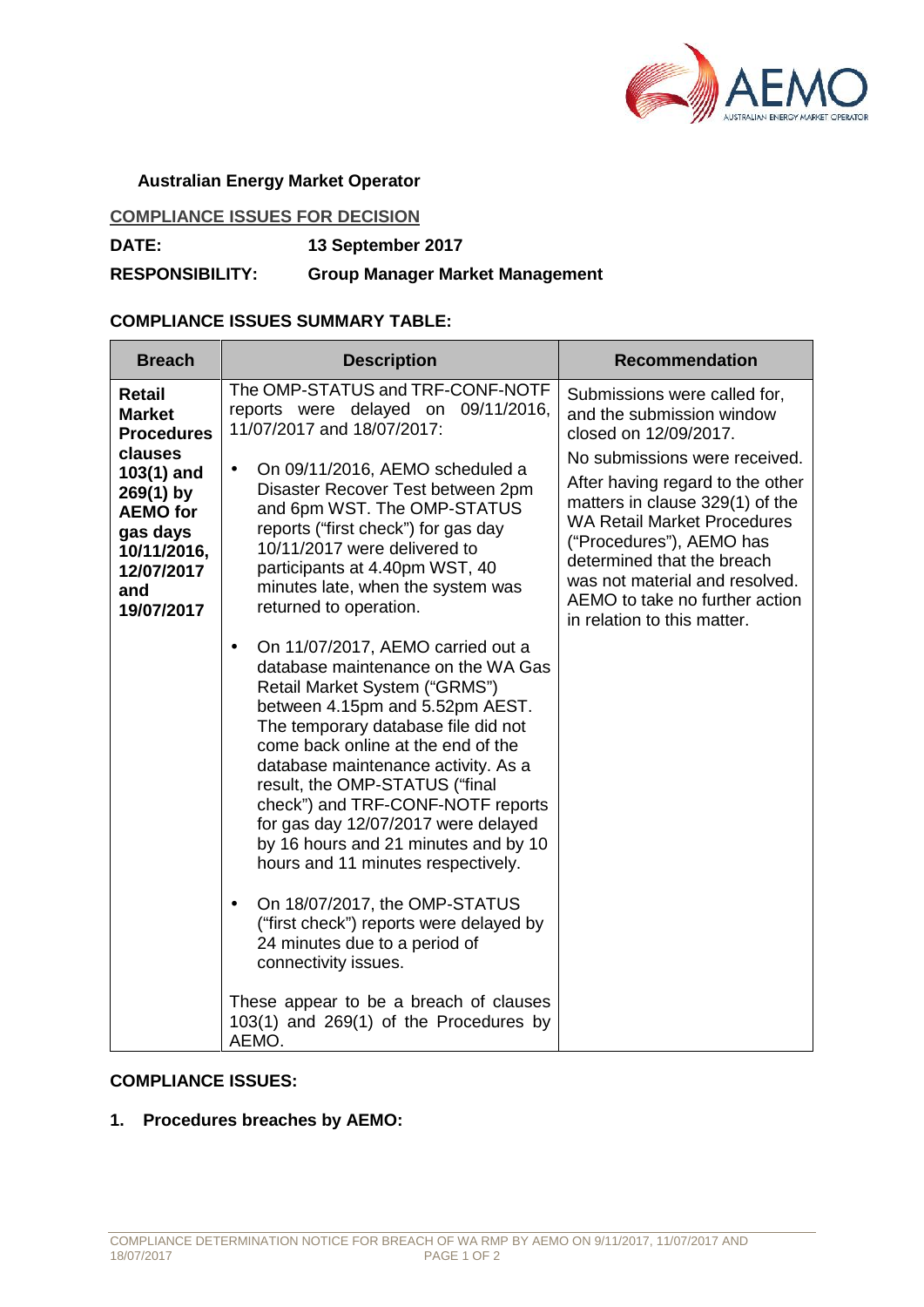**Australian Energy Market Operator**

**COMPLIANCE ISSUES FOR DECISION**

**DATE:** **13 September 2017**

**RESPONSIBILITY:** **Group Manager Market Management**

**COMPLIANCE ISSUES SUMMARY TABLE:**

| Breach | Description | Recommendation |
|---|---|---|
| **Retail Market Procedures clauses 103(1) and 269(1) by AEMO for gas days 10/11/2016, 12/07/2017 and 19/07/2017** | The OMP-STATUS and TRF-CONF-NOTF reports were delayed on 09/11/2016, 11/07/2017 and 18/07/2017:<br><br>• On 09/11/2016, AEMO scheduled a Disaster Recover Test between 2pm and 6pm WST. The OMP-STATUS reports ("first check") for gas day 10/11/2017 were delivered to participants at 4.40pm WST, 40 minutes late, when the system was returned to operation.<br><br>• On 11/07/2017, AEMO carried out a database maintenance on the WA Gas Retail Market System ("GRMS") between 4.15pm and 5.52pm AEST. The temporary database file did not come back online at the end of the database maintenance activity. As a result, the OMP-STATUS ("final check") and TRF-CONF-NOTF reports for gas day 12/07/2017 were delayed by 16 hours and 21 minutes and by 10 hours and 11 minutes respectively.<br><br>• On 18/07/2017, the OMP-STATUS ("first check") reports were delayed by 24 minutes due to a period of connectivity issues.<br><br>These appear to be a breach of clauses 103(1) and 269(1) of the Procedures by AEMO. | Submissions were called for, and the submission window closed on 12/09/2017.<br><br>No submissions were received.<br><br>After having regard to the other matters in clause 329(1) of the WA Retail Market Procedures ("Procedures"), AEMO has determined that the breach was not material and resolved. AEMO to take no further action in relation to this matter. |

**COMPLIANCE ISSUES:**

1. **Procedures breaches by AEMO:**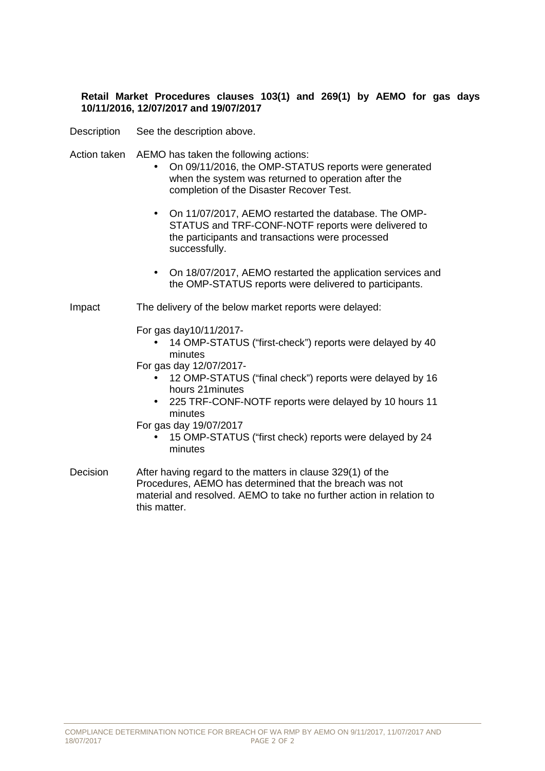**Retail Market Procedures clauses 103(1) and 269(1) by AEMO for gas days 10/11/2016, 12/07/2017 and 19/07/2017**

| | |
|---|---|
| Description | See the description above. |
| Action taken | AEMO has taken the following actions:<br>• On 09/11/2016, the OMP-STATUS reports were generated when the system was returned to operation after the completion of the Disaster Recover Test.<br>• On 11/07/2017, AEMO restarted the database. The OMP-STATUS and TRF-CONF-NOTF reports were delivered to the participants and transactions were processed successfully.<br>• On 18/07/2017, AEMO restarted the application services and the OMP-STATUS reports were delivered to participants. |
| Impact | The delivery of the below market reports were delayed:<br>For gas day10/11/2017-<br>• 14 OMP-STATUS ("first-check") reports were delayed by 40 minutes<br>For gas day 12/07/2017-<br>• 12 OMP-STATUS ("final check") reports were delayed by 16 hours 21minutes<br>• 225 TRF-CONF-NOTF reports were delayed by 10 hours 11 minutes<br>For gas day 19/07/2017<br>• 15 OMP-STATUS ("first check) reports were delayed by 24 minutes |
| Decision | After having regard to the matters in clause 329(1) of the Procedures, AEMO has determined that the breach was not material and resolved. AEMO to take no further action in relation to this matter. |